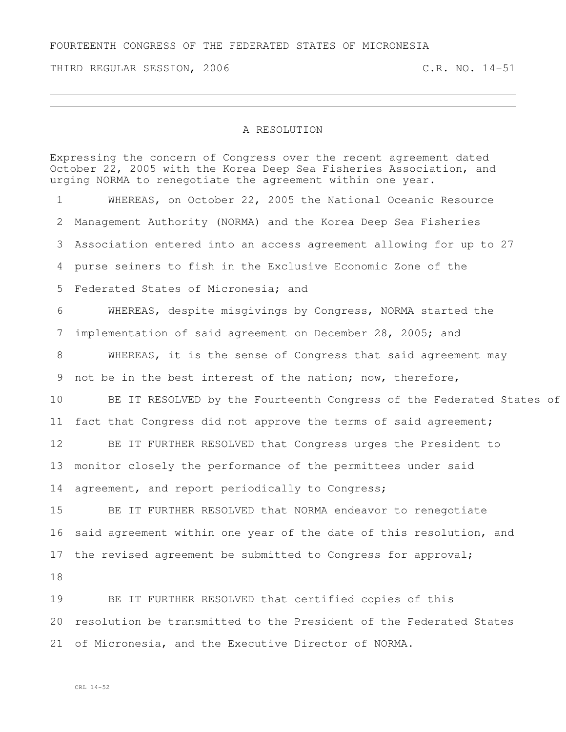FOURTEENTH CONGRESS OF THE FEDERATED STATES OF MICRONESIA

THIRD REGULAR SESSION, 2006 C.R. NO. 14-51

# A RESOLUTION

Expressing the concern of Congress over the recent agreement dated October 22, 2005 with the Korea Deep Sea Fisheries Association, and urging NORMA to renegotiate the agreement within one year.

1 WHEREAS, on October 22, 2005 the National Oceanic Resource
2 Management Authority (NORMA) and the Korea Deep Sea Fisheries
3 Association entered into an access agreement allowing for up to 27
4 purse seiners to fish in the Exclusive Economic Zone of the
5 Federated States of Micronesia; and
6 WHEREAS, despite misgivings by Congress, NORMA started the
7 implementation of said agreement on December 28, 2005; and
8 WHEREAS, it is the sense of Congress that said agreement may
9 not be in the best interest of the nation; now, therefore,
10 BE IT RESOLVED by the Fourteenth Congress of the Federated States of
11 fact that Congress did not approve the terms of said agreement;
12 BE IT FURTHER RESOLVED that Congress urges the President to
13 monitor closely the performance of the permittees under said
14 agreement, and report periodically to Congress;
15 BE IT FURTHER RESOLVED that NORMA endeavor to renegotiate
16 said agreement within one year of the date of this resolution, and
17 the revised agreement be submitted to Congress for approval;
18
19 BE IT FURTHER RESOLVED that certified copies of this
20 resolution be transmitted to the President of the Federated States
21 of Micronesia, and the Executive Director of NORMA.

CRL 14-52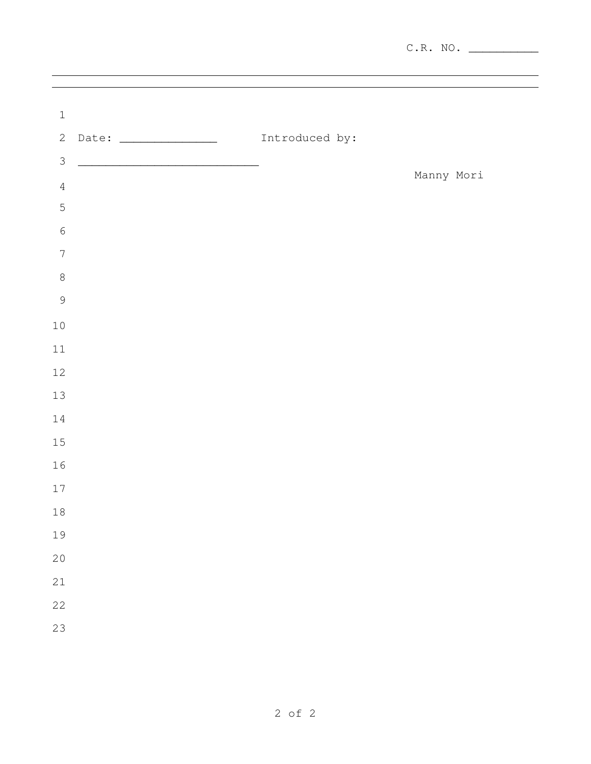C.R. NO. __________

Date: ______________ Introduced by:

_________________________

Manny Mori